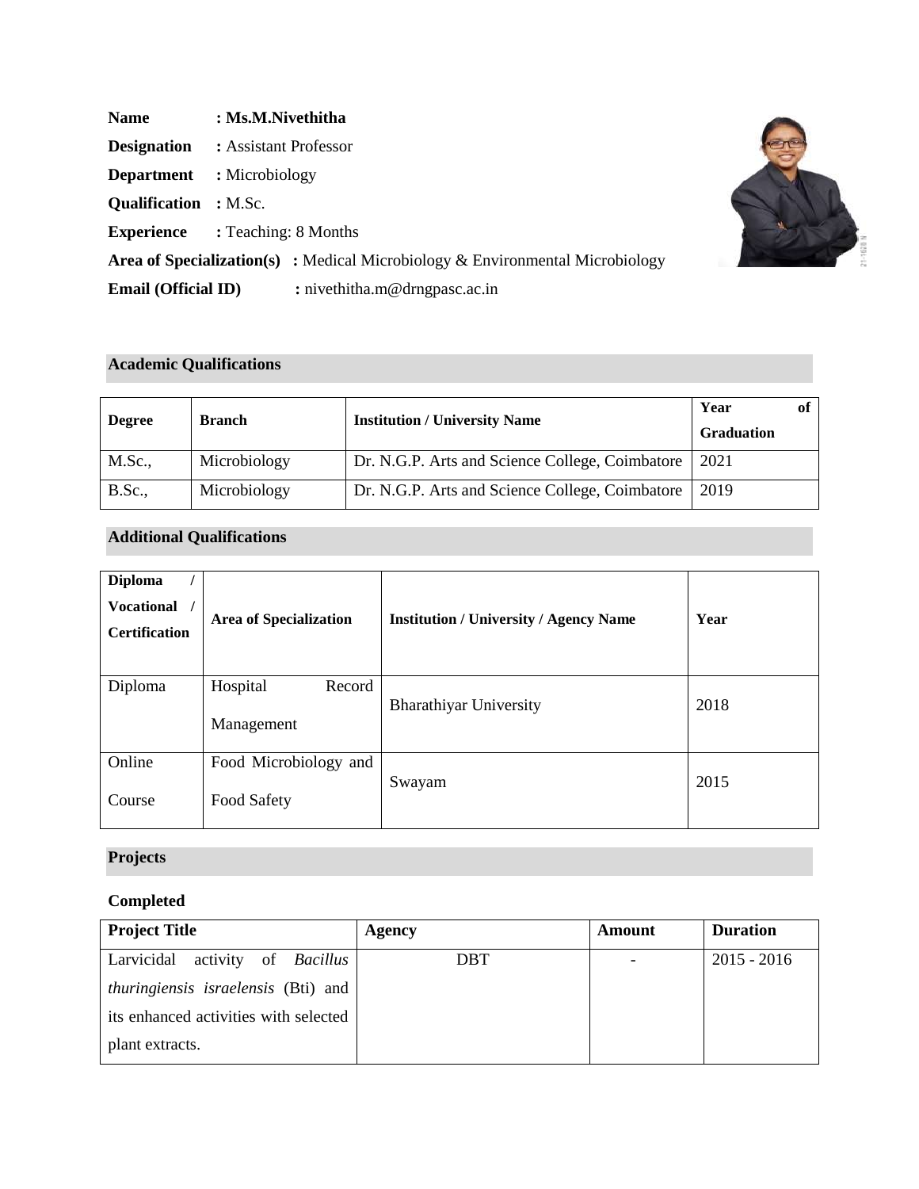**Name** : **Ms.M.Nivethitha**

**Designation** : Assistant Professor

**Department** : Microbiology

**Qualification** : M.Sc.

**Experience** : Teaching: 8 Months

**Area of Specialization(s)** : Medical Microbiology & Environmental Microbiology

**Email (Official ID)** : nivethitha.m@drngpasc.ac.in

## Academic Qualifications

| Degree | Branch | Institution / University Name | Year of Graduation |
|---|---|---|---|
| M.Sc., | Microbiology | Dr. N.G.P. Arts and Science College, Coimbatore | 2021 |
| B.Sc., | Microbiology | Dr. N.G.P. Arts and Science College, Coimbatore | 2019 |

## Additional Qualifications

| Diploma / Vocational / Certification | Area of Specialization | Institution / University / Agency Name | Year |
|---|---|---|---|
| Diploma | Hospital Record Management | Bharathiyar University | 2018 |
| Online Course | Food Microbiology and Food Safety | Swayam | 2015 |

## Projects

### Completed

| Project Title | Agency | Amount | Duration |
|---|---|---|---|
| Larvicidal activity of *Bacillus thuringiensis israelensis* (Bti) and its enhanced activities with selected plant extracts. | DBT | - | 2015 - 2016 |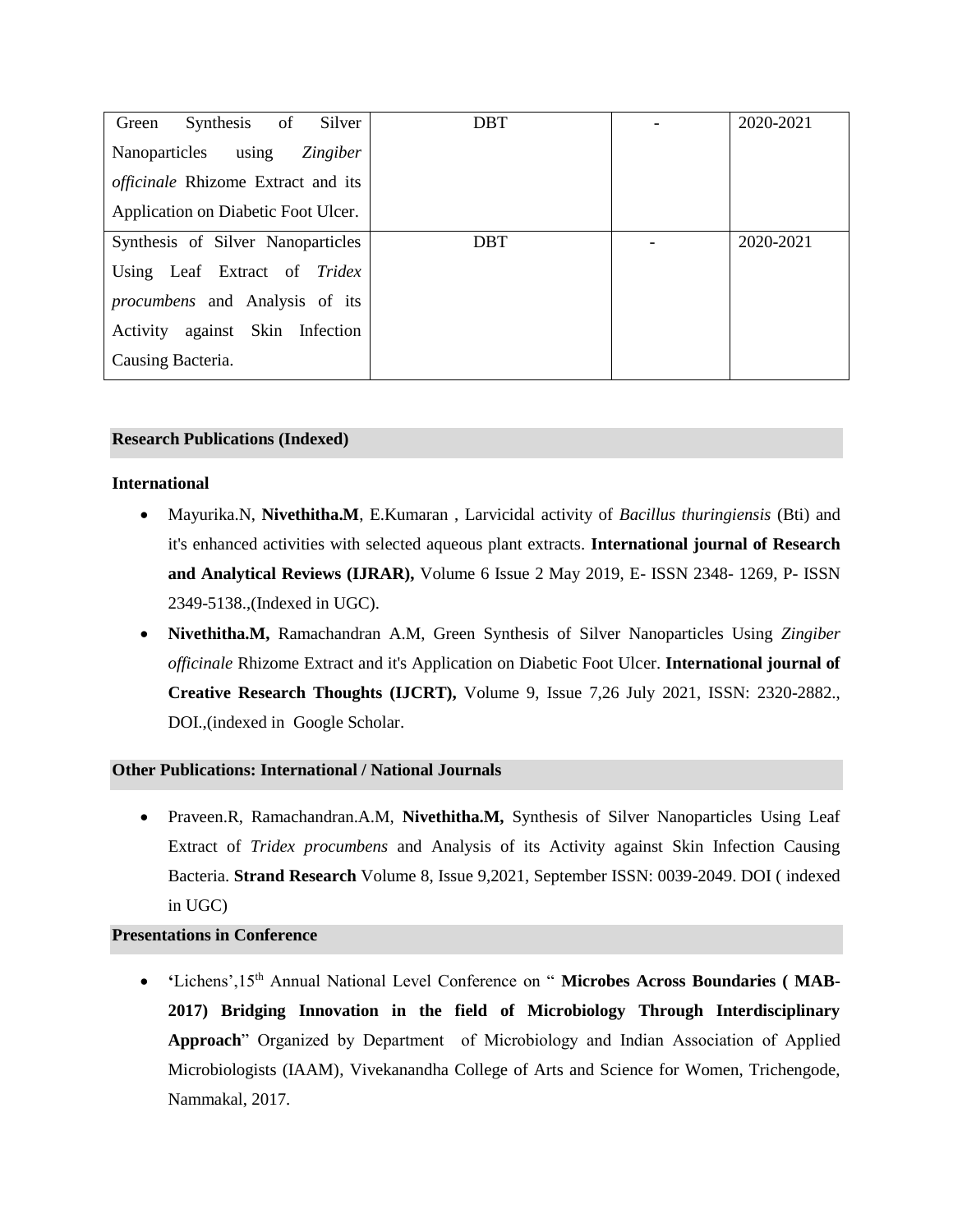| | | | |
|---|---|---|---|
| Green Synthesis of Silver Nanoparticles using *Zingiber officinale* Rhizome Extract and its Application on Diabetic Foot Ulcer. | DBT | - | 2020-2021 |
| Synthesis of Silver Nanoparticles Using Leaf Extract of *Tridex procumbens* and Analysis of its Activity against Skin Infection Causing Bacteria. | DBT | - | 2020-2021 |

**Research Publications (Indexed)**

**International**

- Mayurika.N, **Nivethitha.M**, E.Kumaran , Larvicidal activity of *Bacillus thuringiensis* (Bti) and it's enhanced activities with selected aqueous plant extracts. **International journal of Research and Analytical Reviews (IJRAR),** Volume 6 Issue 2 May 2019, E- ISSN 2348- 1269, P- ISSN 2349-5138.,(Indexed in UGC).
- **Nivethitha.M,** Ramachandran A.M, Green Synthesis of Silver Nanoparticles Using *Zingiber officinale* Rhizome Extract and it's Application on Diabetic Foot Ulcer. **International journal of Creative Research Thoughts (IJCRT),** Volume 9, Issue 7,26 July 2021, ISSN: 2320-2882., DOI.,(indexed in Google Scholar.

**Other Publications: International / National Journals**

- Praveen.R, Ramachandran.A.M, **Nivethitha.M,** Synthesis of Silver Nanoparticles Using Leaf Extract of *Tridex procumbens* and Analysis of its Activity against Skin Infection Causing Bacteria. **Strand Research** Volume 8, Issue 9,2021, September ISSN: 0039-2049. DOI ( indexed in UGC)

**Presentations in Conference**

- 'Lichens',15th Annual National Level Conference on " **Microbes Across Boundaries ( MAB-2017) Bridging Innovation in the field of Microbiology Through Interdisciplinary Approach**" Organized by Department of Microbiology and Indian Association of Applied Microbiologists (IAAM), Vivekanandha College of Arts and Science for Women, Trichengode, Nammakal, 2017.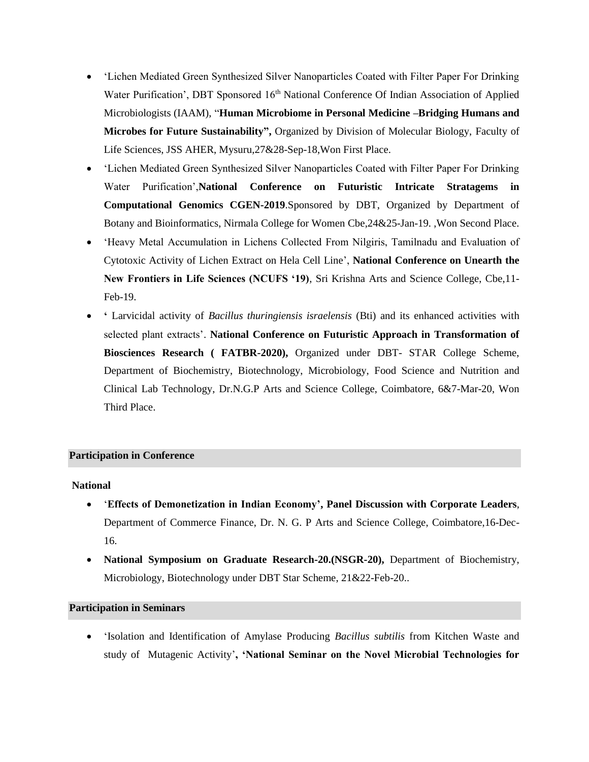- 'Lichen Mediated Green Synthesized Silver Nanoparticles Coated with Filter Paper For Drinking Water Purification', DBT Sponsored 16th National Conference Of Indian Association of Applied Microbiologists (IAAM), "**Human Microbiome in Personal Medicine –Bridging Humans and Microbes for Future Sustainability",** Organized by Division of Molecular Biology, Faculty of Life Sciences, JSS AHER, Mysuru,27&28-Sep-18,Won First Place.
- 'Lichen Mediated Green Synthesized Silver Nanoparticles Coated with Filter Paper For Drinking Water Purification',**National Conference on Futuristic Intricate Stratagems in Computational Genomics CGEN-2019**.Sponsored by DBT, Organized by Department of Botany and Bioinformatics, Nirmala College for Women Cbe,24&25-Jan-19. ,Won Second Place.
- 'Heavy Metal Accumulation in Lichens Collected From Nilgiris, Tamilnadu and Evaluation of Cytotoxic Activity of Lichen Extract on Hela Cell Line', **National Conference on Unearth the New Frontiers in Life Sciences (NCUFS '19)**, Sri Krishna Arts and Science College, Cbe,11-Feb-19.
- **'** Larvicidal activity of *Bacillus thuringiensis israelensis* (Bti) and its enhanced activities with selected plant extracts'. **National Conference on Futuristic Approach in Transformation of Biosciences Research ( FATBR-2020),** Organized under DBT- STAR College Scheme, Department of Biochemistry, Biotechnology, Microbiology, Food Science and Nutrition and Clinical Lab Technology, Dr.N.G.P Arts and Science College, Coimbatore, 6&7-Mar-20, Won Third Place.

## Participation in Conference

**National**

- '**Effects of Demonetization in Indian Economy', Panel Discussion with Corporate Leaders**, Department of Commerce Finance, Dr. N. G. P Arts and Science College, Coimbatore,16-Dec-16.
- **National Symposium on Graduate Research-20.(NSGR-20),** Department of Biochemistry, Microbiology, Biotechnology under DBT Star Scheme, 21&22-Feb-20..

## Participation in Seminars

- 'Isolation and Identification of Amylase Producing *Bacillus subtilis* from Kitchen Waste and study of Mutagenic Activity'**, 'National Seminar on the Novel Microbial Technologies for**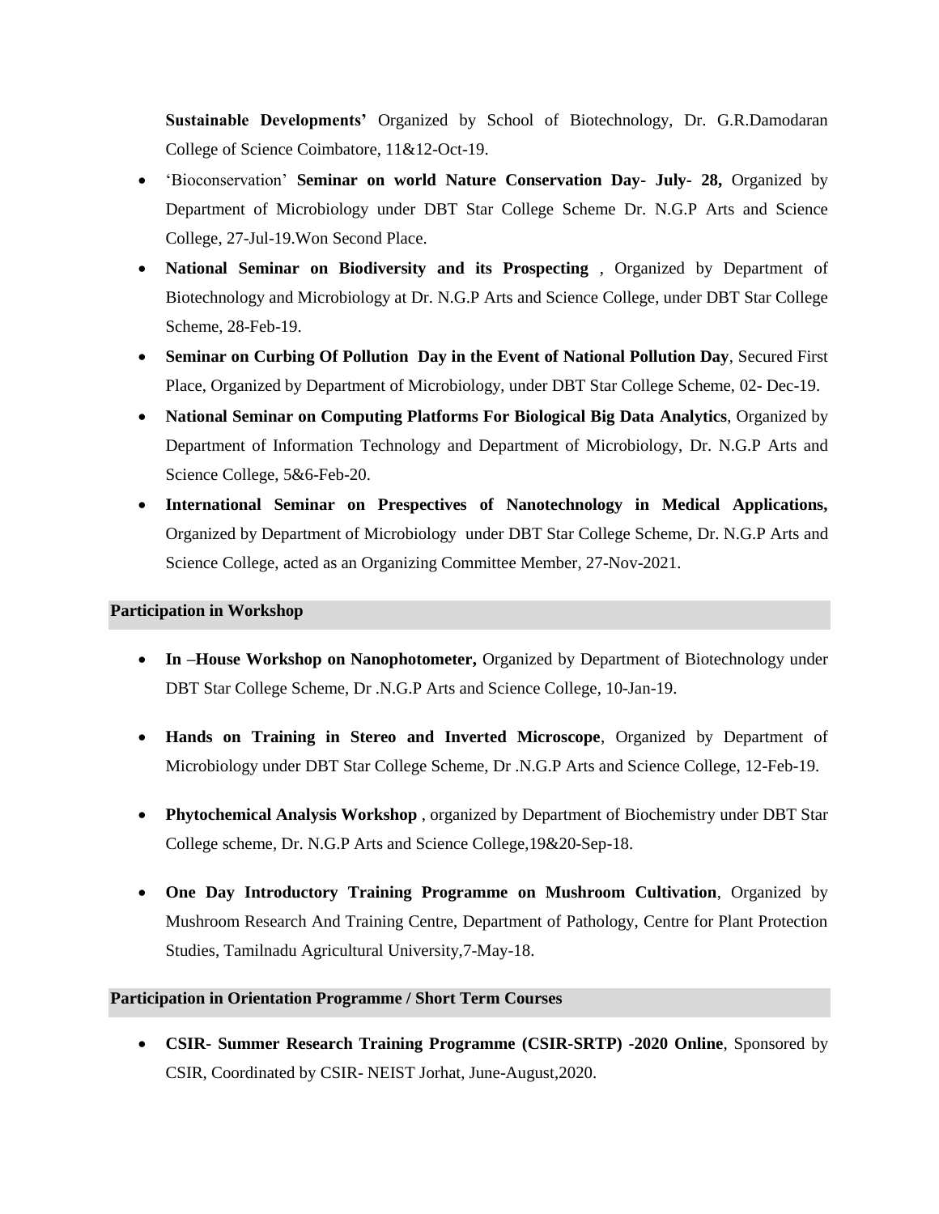**Sustainable Developments'** Organized by School of Biotechnology, Dr. G.R.Damodaran College of Science Coimbatore, 11&12-Oct-19.

- 'Bioconservation' **Seminar on world Nature Conservation Day- July- 28,** Organized by Department of Microbiology under DBT Star College Scheme Dr. N.G.P Arts and Science College, 27-Jul-19.Won Second Place.
- **National Seminar on Biodiversity and its Prospecting** , Organized by Department of Biotechnology and Microbiology at Dr. N.G.P Arts and Science College, under DBT Star College Scheme, 28-Feb-19.
- **Seminar on Curbing Of Pollution Day in the Event of National Pollution Day**, Secured First Place, Organized by Department of Microbiology, under DBT Star College Scheme, 02- Dec-19.
- **National Seminar on Computing Platforms For Biological Big Data Analytics**, Organized by Department of Information Technology and Department of Microbiology, Dr. N.G.P Arts and Science College, 5&6-Feb-20.
- **International Seminar on Prespectives of Nanotechnology in Medical Applications,** Organized by Department of Microbiology under DBT Star College Scheme, Dr. N.G.P Arts and Science College, acted as an Organizing Committee Member, 27-Nov-2021.

## Participation in Workshop

- **In –House Workshop on Nanophotometer,** Organized by Department of Biotechnology under DBT Star College Scheme, Dr .N.G.P Arts and Science College, 10-Jan-19.
- **Hands on Training in Stereo and Inverted Microscope**, Organized by Department of Microbiology under DBT Star College Scheme, Dr .N.G.P Arts and Science College, 12-Feb-19.
- **Phytochemical Analysis Workshop** , organized by Department of Biochemistry under DBT Star College scheme, Dr. N.G.P Arts and Science College,19&20-Sep-18.
- **One Day Introductory Training Programme on Mushroom Cultivation**, Organized by Mushroom Research And Training Centre, Department of Pathology, Centre for Plant Protection Studies, Tamilnadu Agricultural University,7-May-18.

## Participation in Orientation Programme / Short Term Courses

- **CSIR- Summer Research Training Programme (CSIR-SRTP) -2020 Online**, Sponsored by CSIR, Coordinated by CSIR- NEIST Jorhat, June-August,2020.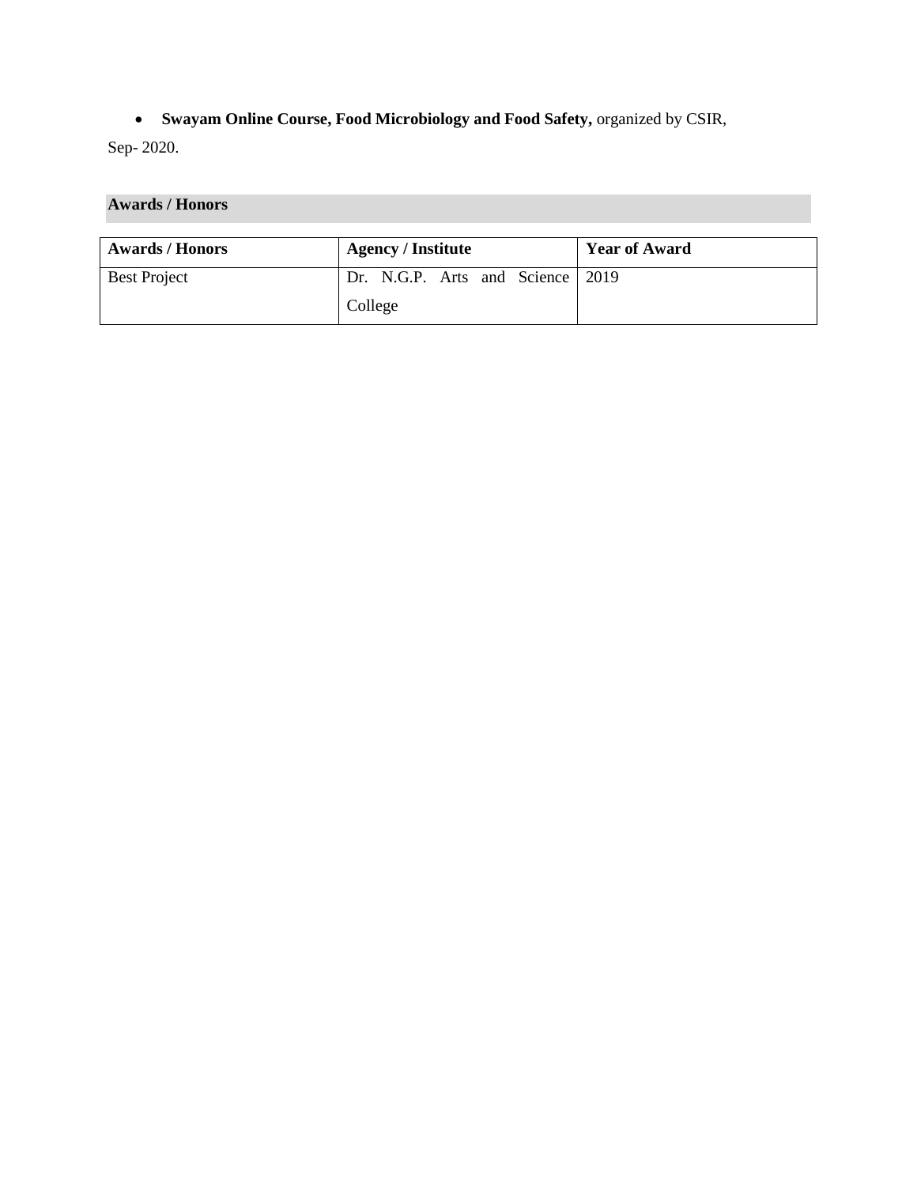- **Swayam Online Course, Food Microbiology and Food Safety,** organized by CSIR, Sep- 2020.

## Awards / Honors

| Awards / Honors | Agency / Institute | Year of Award |
|---|---|---|
| Best Project | Dr. N.G.P. Arts and Science College | 2019 |